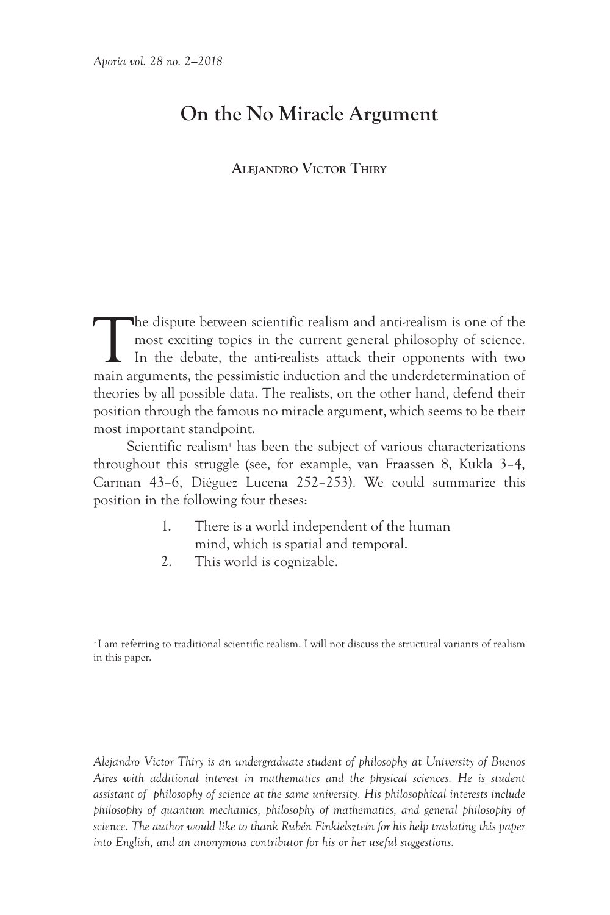# On the No Miracle Argument

**Alejandro Victor Thiry**

The dispute between scientific realism and anti-realism is one of the most exciting topics in the current general philosophy of science. In the debate, the anti-realists attack their opponents with two main arguments, the pessimistic induction and the underdetermination of theories by all possible data. The realists, on the other hand, defend their position through the famous no miracle argument, which seems to be their most important standpoint.

Scientific realism[1] has been the subject of various characterizations throughout this struggle (see, for example, van Fraassen 8, Kukla 3–4, Carman 43–6, Diéguez Lucena 252–253). We could summarize this position in the following four theses:

1. There is a world independent of the human mind, which is spatial and temporal.
2. This world is cognizable.

[1] I am referring to traditional scientific realism. I will not discuss the structural variants of realism in this paper.

*Alejandro Victor Thiry is an undergraduate student of philosophy at University of Buenos Aires with additional interest in mathematics and the physical sciences. He is student assistant of philosophy of science at the same university. His philosophical interests include philosophy of quantum mechanics, philosophy of mathematics, and general philosophy of science. The author would like to thank Rubén Finkielsztein for his help traslating this paper into English, and an anonymous contributor for his or her useful suggestions.*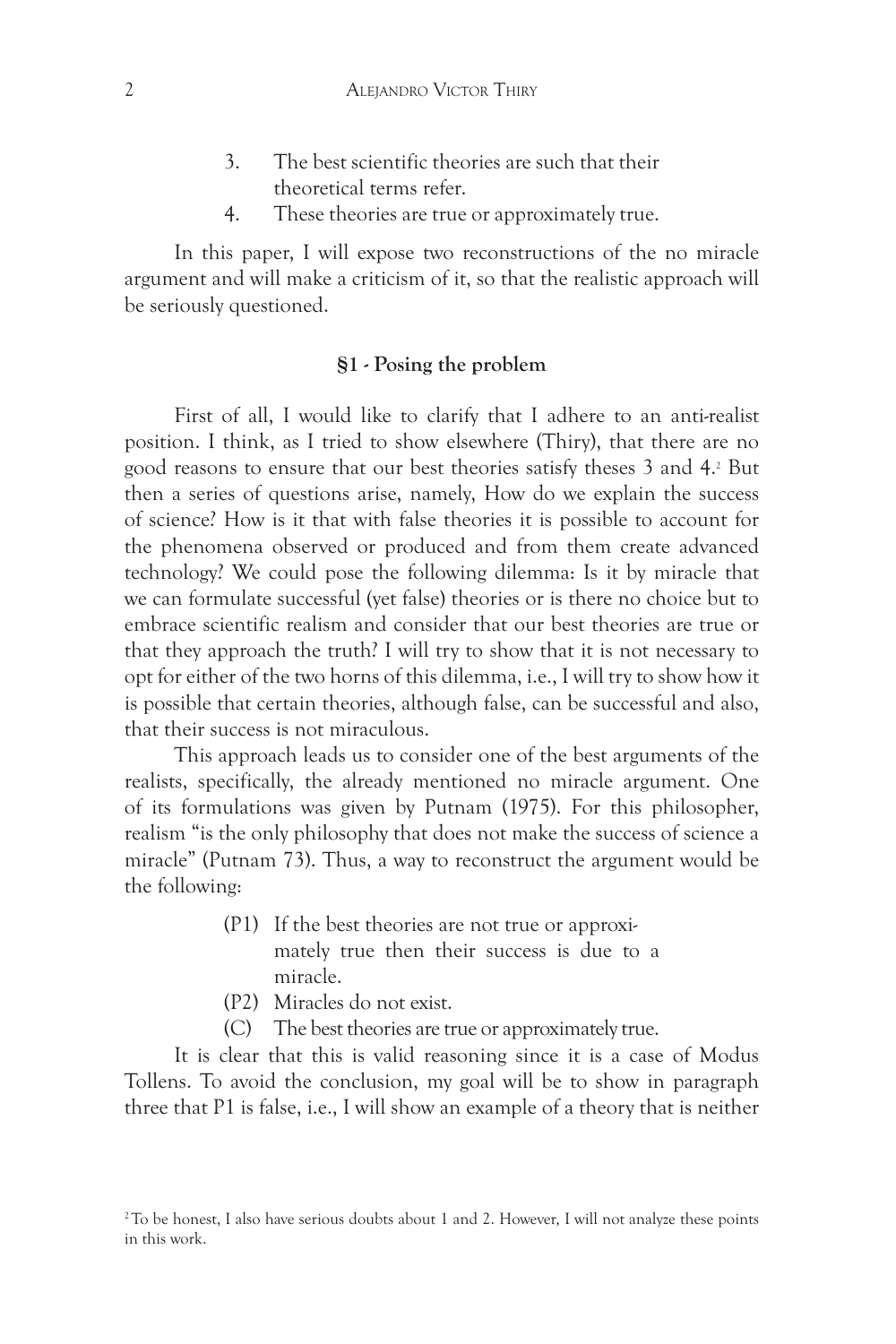3. The best scientific theories are such that their theoretical terms refer.
4. These theories are true or approximately true.

In this paper, I will expose two reconstructions of the no miracle argument and will make a criticism of it, so that the realistic approach will be seriously questioned.

### §1 - Posing the problem

First of all, I would like to clarify that I adhere to an anti-realist position. I think, as I tried to show elsewhere (Thiry), that there are no good reasons to ensure that our best theories satisfy theses 3 and 4.[2] But then a series of questions arise, namely, How do we explain the success of science? How is it that with false theories it is possible to account for the phenomena observed or produced and from them create advanced technology? We could pose the following dilemma: Is it by miracle that we can formulate successful (yet false) theories or is there no choice but to embrace scientific realism and consider that our best theories are true or that they approach the truth? I will try to show that it is not necessary to opt for either of the two horns of this dilemma, i.e., I will try to show how it is possible that certain theories, although false, can be successful and also, that their success is not miraculous.

This approach leads us to consider one of the best arguments of the realists, specifically, the already mentioned no miracle argument. One of its formulations was given by Putnam (1975). For this philosopher, realism "is the only philosophy that does not make the success of science a miracle" (Putnam 73). Thus, a way to reconstruct the argument would be the following:

- (P1) If the best theories are not true or approximately true then their success is due to a miracle.
- (P2) Miracles do not exist.
- (C) The best theories are true or approximately true.

It is clear that this is valid reasoning since it is a case of Modus Tollens. To avoid the conclusion, my goal will be to show in paragraph three that P1 is false, i.e., I will show an example of a theory that is neither

[2] To be honest, I also have serious doubts about 1 and 2. However, I will not analyze these points in this work.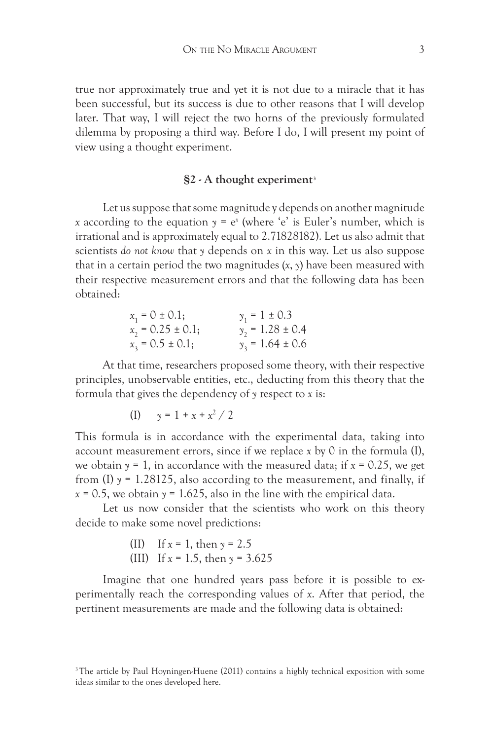true nor approximately true and yet it is not due to a miracle that it has been successful, but its success is due to other reasons that I will develop later. That way, I will reject the two horns of the previously formulated dilemma by proposing a third way. Before I do, I will present my point of view using a thought experiment.

### §2 - A thought experiment[3]

Let us suppose that some magnitude y depends on another magnitude $x$ according to the equation $y = e^x$ (where 'e' is Euler's number, which is irrational and is approximately equal to 2.71828182). Let us also admit that scientists *do not know* that $y$ depends on $x$ in this way. Let us also suppose that in a certain period the two magnitudes ($x$, $y$) have been measured with their respective measurement errors and that the following data has been obtained:

$x_1 = 0 \pm 0.1$; $y_1 = 1 \pm 0.3$
$x_2 = 0.25 \pm 0.1$; $y_2 = 1.28 \pm 0.4$
$x_3 = 0.5 \pm 0.1$; $y_3 = 1.64 \pm 0.6$

At that time, researchers proposed some theory, with their respective principles, unobservable entities, etc., deducting from this theory that the formula that gives the dependency of $y$ respect to $x$ is:

(I) $y = 1 + x + x^2 / 2$

This formula is in accordance with the experimental data, taking into account measurement errors, since if we replace $x$ by 0 in the formula (I), we obtain $y = 1$, in accordance with the measured data; if $x = 0.25$, we get from (I) $y = 1.28125$, also according to the measurement, and finally, if $x = 0.5$, we obtain $y = 1.625$, also in the line with the empirical data.

Let us now consider that the scientists who work on this theory decide to make some novel predictions:

(II) If $x = 1$, then $y = 2.5$
(III) If $x = 1.5$, then $y = 3.625$

Imagine that one hundred years pass before it is possible to experimentally reach the corresponding values of $x$. After that period, the pertinent measurements are made and the following data is obtained:

[3] The article by Paul Hoyningen-Huene (2011) contains a highly technical exposition with some ideas similar to the ones developed here.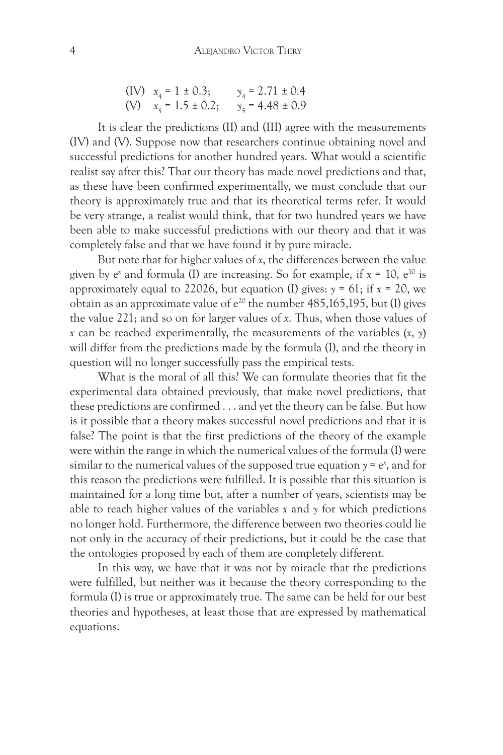(IV) $x_4 = 1 \pm 0.3$;   $y_4 = 2.71 \pm 0.4$
(V) $x_5 = 1.5 \pm 0.2$;   $y_5 = 4.48 \pm 0.9$

It is clear the predictions (II) and (III) agree with the measurements (IV) and (V). Suppose now that researchers continue obtaining novel and successful predictions for another hundred years. What would a scientific realist say after this? That our theory has made novel predictions and that, as these have been confirmed experimentally, we must conclude that our theory is approximately true and that its theoretical terms refer. It would be very strange, a realist would think, that for two hundred years we have been able to make successful predictions with our theory and that it was completely false and that we have found it by pure miracle.

But note that for higher values of $x$, the differences between the value given by $e^x$ and formula (I) are increasing. So for example, if $x = 10$, $e^{10}$ is approximately equal to 22026, but equation (I) gives: $y = 61$; if $x = 20$, we obtain as an approximate value of $e^{20}$ the number 485,165,195, but (I) gives the value 221; and so on for larger values of $x$. Thus, when those values of $x$ can be reached experimentally, the measurements of the variables $(x, y)$ will differ from the predictions made by the formula (I), and the theory in question will no longer successfully pass the empirical tests.

What is the moral of all this? We can formulate theories that fit the experimental data obtained previously, that make novel predictions, that these predictions are confirmed . . . and yet the theory can be false. But how is it possible that a theory makes successful novel predictions and that it is false? The point is that the first predictions of the theory of the example were within the range in which the numerical values of the formula (I) were similar to the numerical values of the supposed true equation $y = e^x$, and for this reason the predictions were fulfilled. It is possible that this situation is maintained for a long time but, after a number of years, scientists may be able to reach higher values of the variables $x$ and $y$ for which predictions no longer hold. Furthermore, the difference between two theories could lie not only in the accuracy of their predictions, but it could be the case that the ontologies proposed by each of them are completely different.

In this way, we have that it was not by miracle that the predictions were fulfilled, but neither was it because the theory corresponding to the formula (I) is true or approximately true. The same can be held for our best theories and hypotheses, at least those that are expressed by mathematical equations.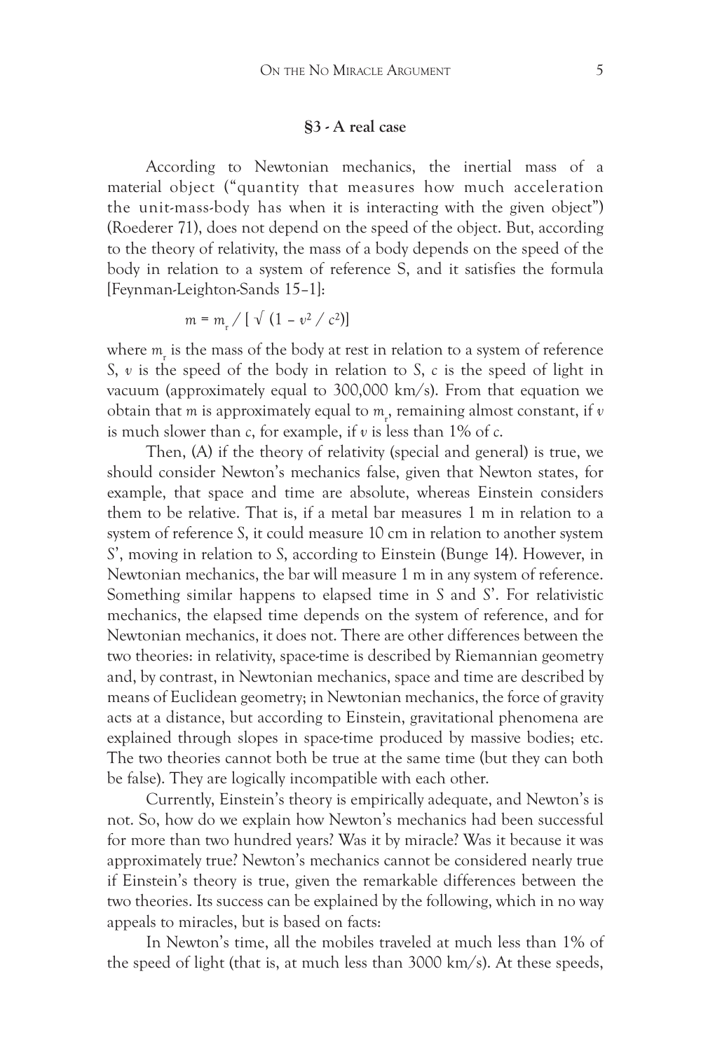### §3 - A real case

According to Newtonian mechanics, the inertial mass of a material object ("quantity that measures how much acceleration the unit-mass-body has when it is interacting with the given object") (Roederer 71), does not depend on the speed of the object. But, according to the theory of relativity, the mass of a body depends on the speed of the body in relation to a system of reference S, and it satisfies the formula [Feynman-Leighton-Sands 15–1]:

$$m = m_r / [\sqrt{(1 - v^2 / c^2)}]$$

where $m_r$ is the mass of the body at rest in relation to a system of reference $S$, $v$ is the speed of the body in relation to $S$, $c$ is the speed of light in vacuum (approximately equal to 300,000 km/s). From that equation we obtain that $m$ is approximately equal to $m_r$, remaining almost constant, if $v$ is much slower than $c$, for example, if $v$ is less than 1% of $c$.

Then, (A) if the theory of relativity (special and general) is true, we should consider Newton's mechanics false, given that Newton states, for example, that space and time are absolute, whereas Einstein considers them to be relative. That is, if a metal bar measures 1 m in relation to a system of reference $S$, it could measure 10 cm in relation to another system $S$', moving in relation to $S$, according to Einstein (Bunge 14). However, in Newtonian mechanics, the bar will measure 1 m in any system of reference. Something similar happens to elapsed time in $S$ and $S$'. For relativistic mechanics, the elapsed time depends on the system of reference, and for Newtonian mechanics, it does not. There are other differences between the two theories: in relativity, space-time is described by Riemannian geometry and, by contrast, in Newtonian mechanics, space and time are described by means of Euclidean geometry; in Newtonian mechanics, the force of gravity acts at a distance, but according to Einstein, gravitational phenomena are explained through slopes in space-time produced by massive bodies; etc. The two theories cannot both be true at the same time (but they can both be false). They are logically incompatible with each other.

Currently, Einstein's theory is empirically adequate, and Newton's is not. So, how do we explain how Newton's mechanics had been successful for more than two hundred years? Was it by miracle? Was it because it was approximately true? Newton's mechanics cannot be considered nearly true if Einstein's theory is true, given the remarkable differences between the two theories. Its success can be explained by the following, which in no way appeals to miracles, but is based on facts:

In Newton's time, all the mobiles traveled at much less than 1% of the speed of light (that is, at much less than 3000 km/s). At these speeds,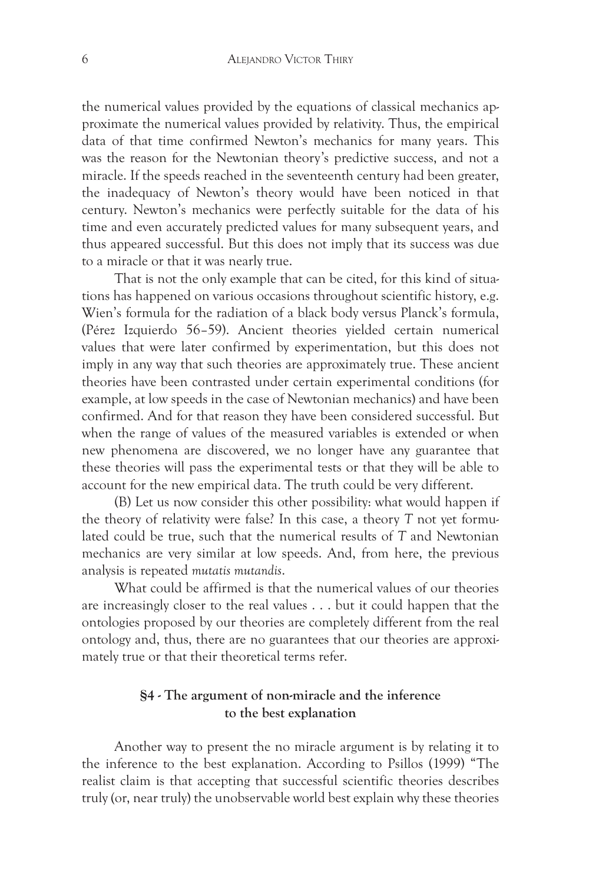the numerical values provided by the equations of classical mechanics approximate the numerical values provided by relativity. Thus, the empirical data of that time confirmed Newton's mechanics for many years. This was the reason for the Newtonian theory's predictive success, and not a miracle. If the speeds reached in the seventeenth century had been greater, the inadequacy of Newton's theory would have been noticed in that century. Newton's mechanics were perfectly suitable for the data of his time and even accurately predicted values for many subsequent years, and thus appeared successful. But this does not imply that its success was due to a miracle or that it was nearly true.

That is not the only example that can be cited, for this kind of situations has happened on various occasions throughout scientific history, e.g. Wien's formula for the radiation of a black body versus Planck's formula, (Pérez Izquierdo 56–59). Ancient theories yielded certain numerical values that were later confirmed by experimentation, but this does not imply in any way that such theories are approximately true. These ancient theories have been contrasted under certain experimental conditions (for example, at low speeds in the case of Newtonian mechanics) and have been confirmed. And for that reason they have been considered successful. But when the range of values of the measured variables is extended or when new phenomena are discovered, we no longer have any guarantee that these theories will pass the experimental tests or that they will be able to account for the new empirical data. The truth could be very different.

(B) Let us now consider this other possibility: what would happen if the theory of relativity were false? In this case, a theory *T* not yet formulated could be true, such that the numerical results of *T* and Newtonian mechanics are very similar at low speeds. And, from here, the previous analysis is repeated *mutatis mutandis*.

What could be affirmed is that the numerical values of our theories are increasingly closer to the real values . . . but it could happen that the ontologies proposed by our theories are completely different from the real ontology and, thus, there are no guarantees that our theories are approximately true or that their theoretical terms refer.

### §4 - The argument of non-miracle and the inference to the best explanation

Another way to present the no miracle argument is by relating it to the inference to the best explanation. According to Psillos (1999) "The realist claim is that accepting that successful scientific theories describes truly (or, near truly) the unobservable world best explain why these theories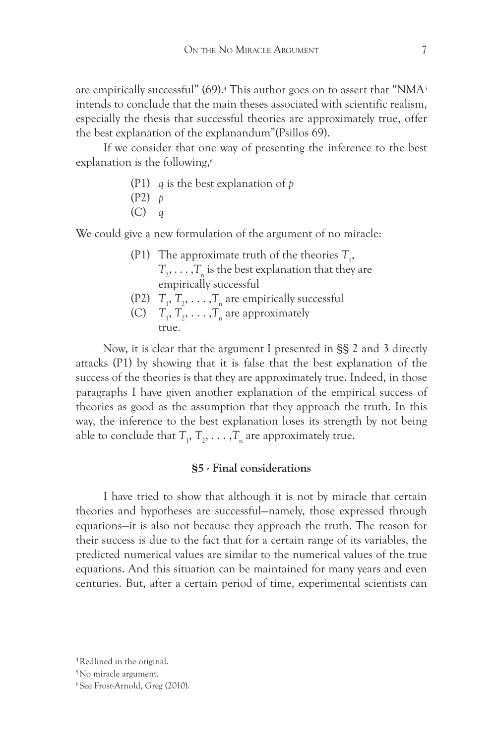are empirically successful" (69).[4] This author goes on to assert that "NMA[5] intends to conclude that the main theses associated with scientific realism, especially the thesis that successful theories are approximately true, offer the best explanation of the explanandum"(Psillos 69).

If we consider that one way of presenting the inference to the best explanation is the following,[6]

(P1) *q* is the best explanation of *p*
(P2) *p*
(C) *q*

We could give a new formulation of the argument of no miracle:

(P1) The approximate truth of the theories $T_1$, $T_2, \ldots, T_n$ is the best explanation that they are empirically successful
(P2) $T_1, T_2, \ldots, T_n$ are empirically successful
(C) $T_1, T_2, \ldots, T_n$ are approximately true.

Now, it is clear that the argument I presented in §§ 2 and 3 directly attacks (P1) by showing that it is false that the best explanation of the success of the theories is that they are approximately true. Indeed, in those paragraphs I have given another explanation of the empirical success of theories as good as the assumption that they approach the truth. In this way, the inference to the best explanation loses its strength by not being able to conclude that $T_1, T_2, \ldots, T_n$ are approximately true.

## §5 - Final considerations

I have tried to show that although it is not by miracle that certain theories and hypotheses are successful—namely, those expressed through equations—it is also not because they approach the truth. The reason for their success is due to the fact that for a certain range of its variables, the predicted numerical values are similar to the numerical values of the true equations. And this situation can be maintained for many years and even centuries. But, after a certain period of time, experimental scientists can

[4] Redlined in the original.

[5] No miracle argument.

[6] See Frost-Arnold, Greg (2010).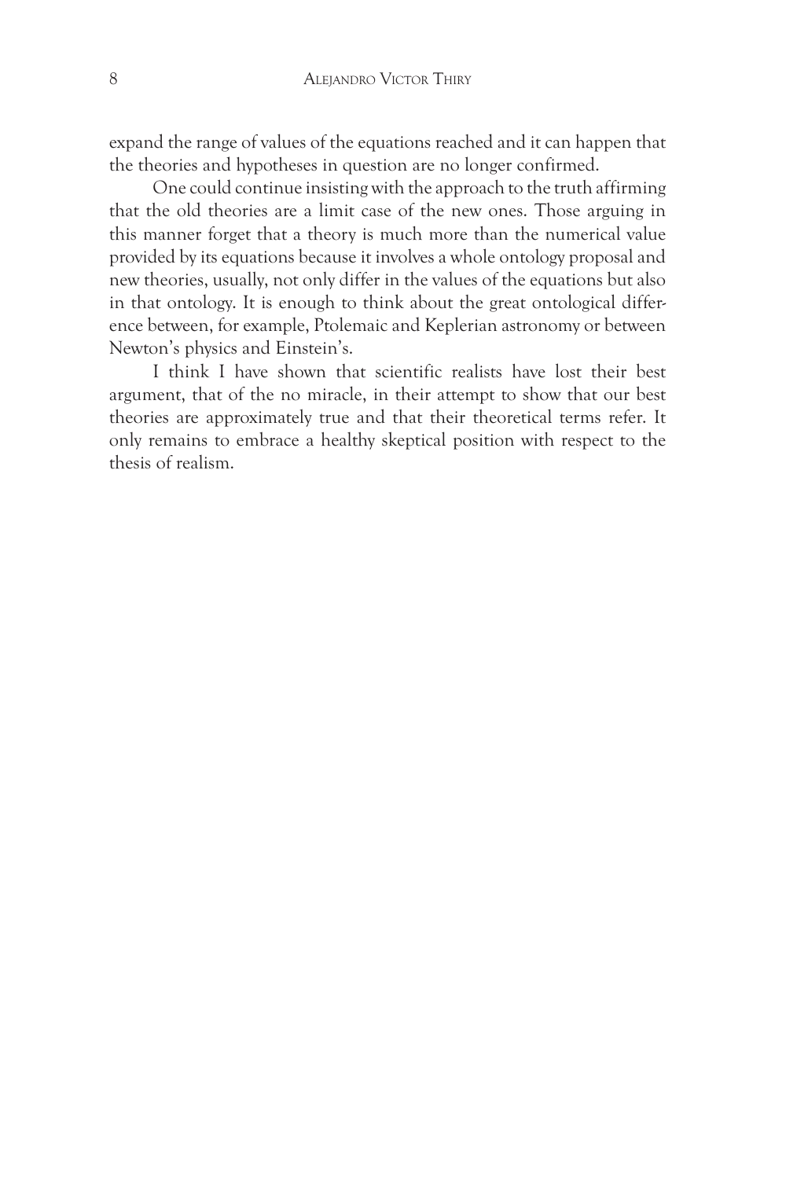expand the range of values of the equations reached and it can happen that the theories and hypotheses in question are no longer confirmed.

One could continue insisting with the approach to the truth affirming that the old theories are a limit case of the new ones. Those arguing in this manner forget that a theory is much more than the numerical value provided by its equations because it involves a whole ontology proposal and new theories, usually, not only differ in the values of the equations but also in that ontology. It is enough to think about the great ontological difference between, for example, Ptolemaic and Keplerian astronomy or between Newton's physics and Einstein's.

I think I have shown that scientific realists have lost their best argument, that of the no miracle, in their attempt to show that our best theories are approximately true and that their theoretical terms refer. It only remains to embrace a healthy skeptical position with respect to the thesis of realism.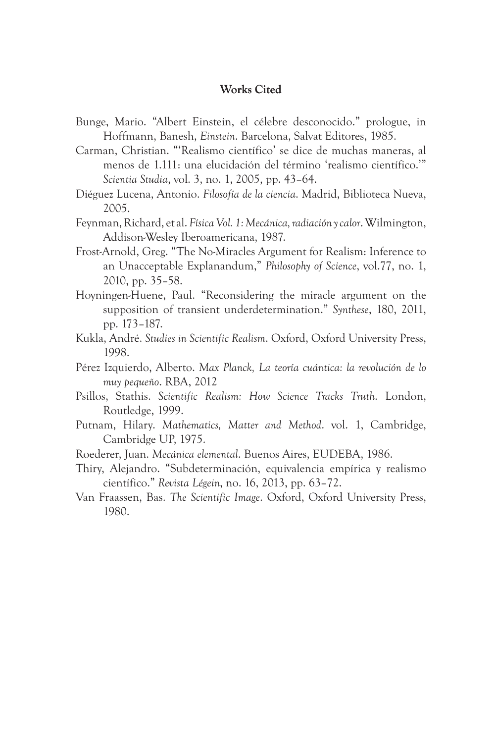## Works Cited

Bunge, Mario. "Albert Einstein, el célebre desconocido." prologue, in Hoffmann, Banesh, *Einstein*. Barcelona, Salvat Editores, 1985.

Carman, Christian. "'Realismo científico' se dice de muchas maneras, al menos de 1.111: una elucidación del término 'realismo científico.'" *Scientia Studia*, vol. 3, no. 1, 2005, pp. 43–64.

Diéguez Lucena, Antonio. *Filosofía de la ciencia*. Madrid, Biblioteca Nueva, 2005.

Feynman, Richard, et al. *Física Vol. 1: Mecánica, radiación y calor*. Wilmington, Addison-Wesley Iberoamericana, 1987.

Frost-Arnold, Greg. "The No-Miracles Argument for Realism: Inference to an Unacceptable Explanandum," *Philosophy of Science*, vol.77, no. 1, 2010, pp. 35–58.

Hoyningen-Huene, Paul. "Reconsidering the miracle argument on the supposition of transient underdetermination." *Synthese*, 180, 2011, pp. 173–187.

Kukla, André. *Studies in Scientific Realism*. Oxford, Oxford University Press, 1998.

Pérez Izquierdo, Alberto. *Max Planck, La teoría cuántica: la revolución de lo muy pequeño*. RBA, 2012

Psillos, Stathis. *Scientific Realism: How Science Tracks Truth*. London, Routledge, 1999.

Putnam, Hilary. *Mathematics, Matter and Method*. vol. 1, Cambridge, Cambridge UP, 1975.

Roederer, Juan. *Mecánica elemental*. Buenos Aires, EUDEBA, 1986.

Thiry, Alejandro. "Subdeterminación, equivalencia empírica y realismo científico." *Revista Légein*, no. 16, 2013, pp. 63–72.

Van Fraassen, Bas. *The Scientific Image*. Oxford, Oxford University Press, 1980.